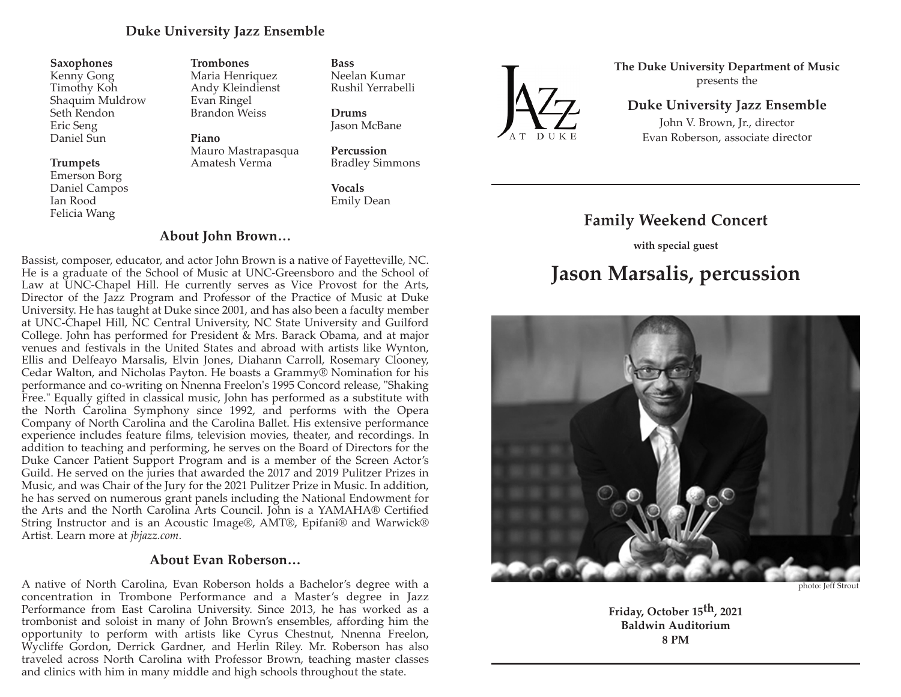## Duke University Jazz Ensemble

**Saxophones**
Kenny Gong
Timothy Koh
Shaquim Muldrow
Seth Rendon
Eric Seng
Daniel Sun

**Trumpets**
Emerson Borg
Daniel Campos
Ian Rood
Felicia Wang

**Trombones**
Maria Henriquez
Andy Kleindienst
Evan Ringel
Brandon Weiss

**Piano**
Mauro Mastrapasqua
Amatesh Verma

**Bass**
Neelan Kumar
Rushil Yerrabelli

**Drums**
Jason McBane

**Percussion**
Bradley Simmons

**Vocals**
Emily Dean

### About John Brown…

Bassist, composer, educator, and actor John Brown is a native of Fayetteville, NC. He is a graduate of the School of Music at UNC-Greensboro and the School of Law at UNC-Chapel Hill. He currently serves as Vice Provost for the Arts, Director of the Jazz Program and Professor of the Practice of Music at Duke University. He has taught at Duke since 2001, and has also been a faculty member at UNC-Chapel Hill, NC Central University, NC State University and Guilford College. John has performed for President & Mrs. Barack Obama, and at major venues and festivals in the United States and abroad with artists like Wynton, Ellis and Delfeayo Marsalis, Elvin Jones, Diahann Carroll, Rosemary Clooney, Cedar Walton, and Nicholas Payton. He boasts a Grammy® Nomination for his performance and co-writing on Nnenna Freelon's 1995 Concord release, "Shaking Free." Equally gifted in classical music, John has performed as a substitute with the North Carolina Symphony since 1992, and performs with the Opera Company of North Carolina and the Carolina Ballet. His extensive performance experience includes feature films, television movies, theater, and recordings. In addition to teaching and performing, he serves on the Board of Directors for the Duke Cancer Patient Support Program and is a member of the Screen Actor's Guild. He served on the juries that awarded the 2017 and 2019 Pulitzer Prizes in Music, and was Chair of the Jury for the 2021 Pulitzer Prize in Music. In addition, he has served on numerous grant panels including the National Endowment for the Arts and the North Carolina Arts Council. John is a YAMAHA® Certified String Instructor and is an Acoustic Image®, AMT®, Epifani® and Warwick® Artist. Learn more at *jbjazz.com*.

### About Evan Roberson…

A native of North Carolina, Evan Roberson holds a Bachelor's degree with a concentration in Trombone Performance and a Master's degree in Jazz Performance from East Carolina University. Since 2013, he has worked as a trombonist and soloist in many of John Brown's ensembles, affording him the opportunity to perform with artists like Cyrus Chestnut, Nnenna Freelon, Wycliffe Gordon, Derrick Gardner, and Herlin Riley. Mr. Roberson has also traveled across North Carolina with Professor Brown, teaching master classes and clinics with him in many middle and high schools throughout the state.

---

JAZZ AT DUKE

**The Duke University Department of Music**
presents the

**Duke University Jazz Ensemble**
John V. Brown, Jr., director
Evan Roberson, associate director

## Family Weekend Concert

**with special guest**

# Jason Marsalis, percussion

photo: Jeff Strout

**Friday, October 15th, 2021**
**Baldwin Auditorium**
**8 PM**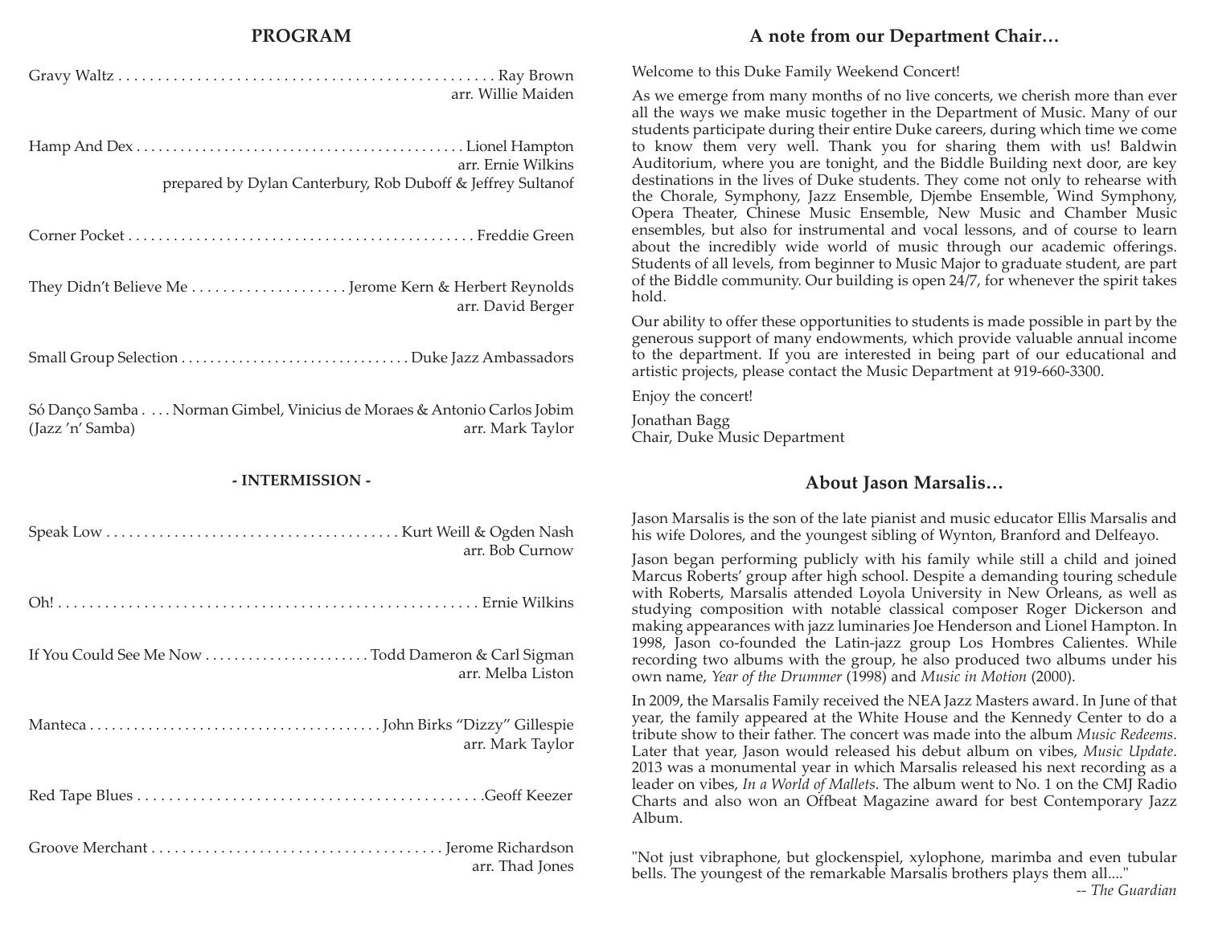## PROGRAM

Gravy Waltz . . . . . . . . . . . . . . . . . . . . . . . . . . . . . . . . . . . . . . . . . . . . . . . . Ray Brown
arr. Willie Maiden

Hamp And Dex . . . . . . . . . . . . . . . . . . . . . . . . . . . . . . . . . . . . . . . . . . . . Lionel Hampton
arr. Ernie Wilkins
prepared by Dylan Canterbury, Rob Duboff & Jeffrey Sultanof

Corner Pocket . . . . . . . . . . . . . . . . . . . . . . . . . . . . . . . . . . . . . . . . . . . . . Freddie Green

They Didn't Believe Me . . . . . . . . . . . . . . . . . . . . Jerome Kern & Herbert Reynolds
arr. David Berger

Small Group Selection . . . . . . . . . . . . . . . . . . . . . . . . . . . . . . . Duke Jazz Ambassadors

Só Danço Samba . . . . Norman Gimbel, Vinicius de Moraes & Antonio Carlos Jobim
(Jazz 'n' Samba) arr. Mark Taylor

**- INTERMISSION -**

Speak Low . . . . . . . . . . . . . . . . . . . . . . . . . . . . . . . . . . . . . . . Kurt Weill & Ogden Nash
arr. Bob Curnow

Oh! . . . . . . . . . . . . . . . . . . . . . . . . . . . . . . . . . . . . . . . . . . . . . . . . . . . . . . Ernie Wilkins

If You Could See Me Now . . . . . . . . . . . . . . . . . . . . . . . Todd Dameron & Carl Sigman
arr. Melba Liston

Manteca . . . . . . . . . . . . . . . . . . . . . . . . . . . . . . . . . . . . . . . John Birks "Dizzy" Gillespie
arr. Mark Taylor

Red Tape Blues . . . . . . . . . . . . . . . . . . . . . . . . . . . . . . . . . . . . . . . . . . . . .Geoff Keezer

Groove Merchant . . . . . . . . . . . . . . . . . . . . . . . . . . . . . . . . . . . . . . Jerome Richardson
arr. Thad Jones

## A note from our Department Chair…

Welcome to this Duke Family Weekend Concert!

As we emerge from many months of no live concerts, we cherish more than ever all the ways we make music together in the Department of Music. Many of our students participate during their entire Duke careers, during which time we come to know them very well. Thank you for sharing them with us! Baldwin Auditorium, where you are tonight, and the Biddle Building next door, are key destinations in the lives of Duke students. They come not only to rehearse with the Chorale, Symphony, Jazz Ensemble, Djembe Ensemble, Wind Symphony, Opera Theater, Chinese Music Ensemble, New Music and Chamber Music ensembles, but also for instrumental and vocal lessons, and of course to learn about the incredibly wide world of music through our academic offerings. Students of all levels, from beginner to Music Major to graduate student, are part of the Biddle community. Our building is open 24/7, for whenever the spirit takes hold.

Our ability to offer these opportunities to students is made possible in part by the generous support of many endowments, which provide valuable annual income to the department. If you are interested in being part of our educational and artistic projects, please contact the Music Department at 919-660-3300.

Enjoy the concert!

Jonathan Bagg
Chair, Duke Music Department

## About Jason Marsalis…

Jason Marsalis is the son of the late pianist and music educator Ellis Marsalis and his wife Dolores, and the youngest sibling of Wynton, Branford and Delfeayo.

Jason began performing publicly with his family while still a child and joined Marcus Roberts' group after high school. Despite a demanding touring schedule with Roberts, Marsalis attended Loyola University in New Orleans, as well as studying composition with notable classical composer Roger Dickerson and making appearances with jazz luminaries Joe Henderson and Lionel Hampton. In 1998, Jason co-founded the Latin-jazz group Los Hombres Calientes. While recording two albums with the group, he also produced two albums under his own name, *Year of the Drummer* (1998) and *Music in Motion* (2000).

In 2009, the Marsalis Family received the NEA Jazz Masters award. In June of that year, the family appeared at the White House and the Kennedy Center to do a tribute show to their father. The concert was made into the album *Music Redeems*. Later that year, Jason would released his debut album on vibes, *Music Update*. 2013 was a monumental year in which Marsalis released his next recording as a leader on vibes, *In a World of Mallets*. The album went to No. 1 on the CMJ Radio Charts and also won an Offbeat Magazine award for best Contemporary Jazz Album.

"Not just vibraphone, but glockenspiel, xylophone, marimba and even tubular bells. The youngest of the remarkable Marsalis brothers plays them all...."

-- *The Guardian*